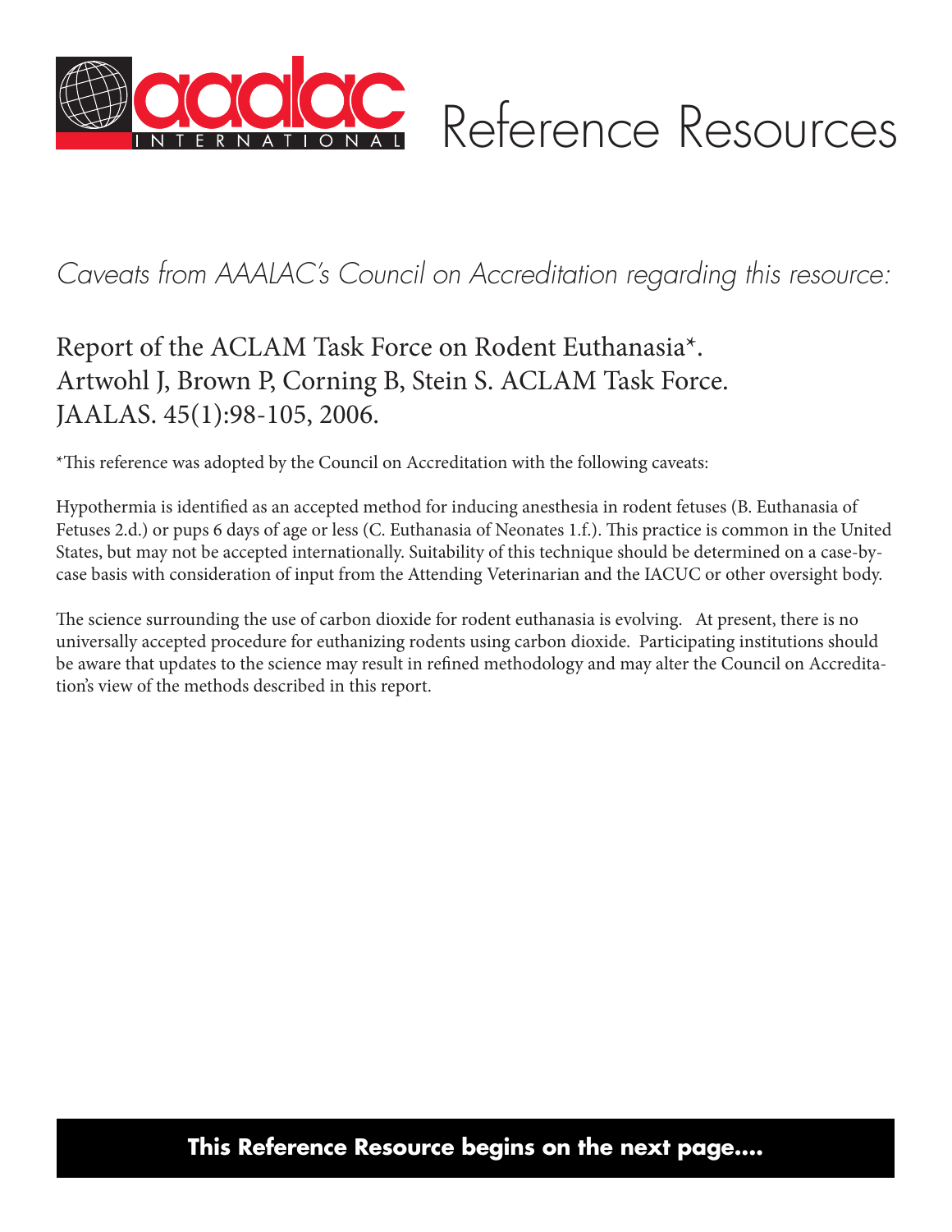# aaalac INTERNATIONAL Reference Resources

*Caveats from AAALAC's Council on Accreditation regarding this resource:*

## Report of the ACLAM Task Force on Rodent Euthanasia*. Artwohl J, Brown P, Corning B, Stein S. ACLAM Task Force. JAALAS. 45(1):98-105, 2006.

*This reference was adopted by the Council on Accreditation with the following caveats:

Hypothermia is identified as an accepted method for inducing anesthesia in rodent fetuses (B. Euthanasia of Fetuses 2.d.) or pups 6 days of age or less (C. Euthanasia of Neonates 1.f.). This practice is common in the United States, but may not be accepted internationally. Suitability of this technique should be determined on a case-by-case basis with consideration of input from the Attending Veterinarian and the IACUC or other oversight body.

The science surrounding the use of carbon dioxide for rodent euthanasia is evolving. At present, there is no universally accepted procedure for euthanizing rodents using carbon dioxide. Participating institutions should be aware that updates to the science may result in refined methodology and may alter the Council on Accreditation's view of the methods described in this report.

**This Reference Resource begins on the next page....**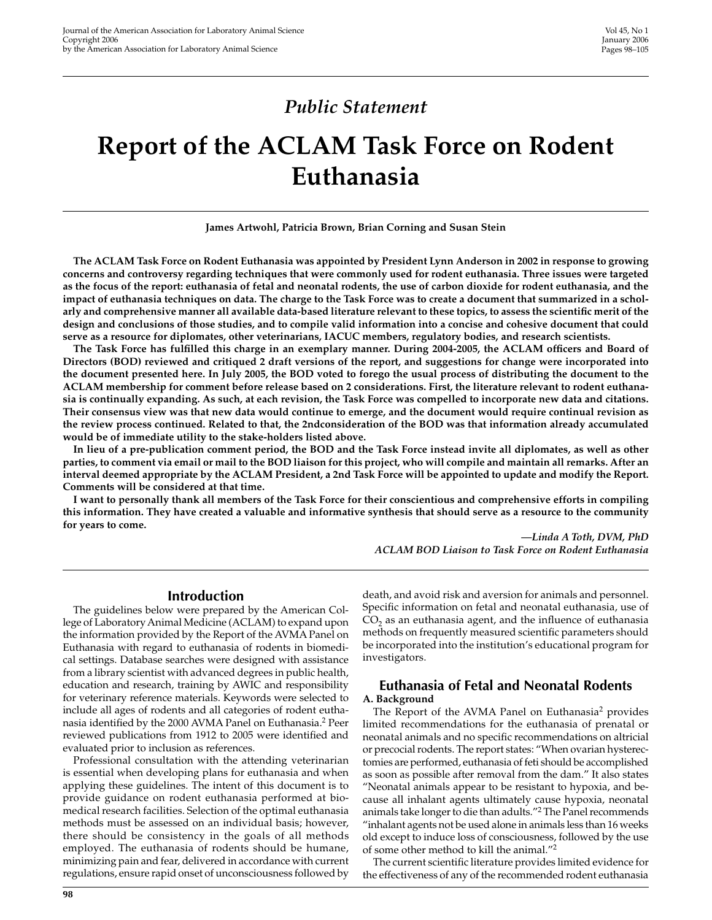## Public Statement

# Report of the ACLAM Task Force on Rodent Euthanasia

**James Artwohl, Patricia Brown, Brian Corning and Susan Stein**

**The ACLAM Task Force on Rodent Euthanasia was appointed by President Lynn Anderson in 2002 in response to growing concerns and controversy regarding techniques that were commonly used for rodent euthanasia. Three issues were targeted as the focus of the report: euthanasia of fetal and neonatal rodents, the use of carbon dioxide for rodent euthanasia, and the impact of euthanasia techniques on data. The charge to the Task Force was to create a document that summarized in a scholarly and comprehensive manner all available data-based literature relevant to these topics, to assess the scientific merit of the design and conclusions of those studies, and to compile valid information into a concise and cohesive document that could serve as a resource for diplomates, other veterinarians, IACUC members, regulatory bodies, and research scientists.**

**The Task Force has fulfilled this charge in an exemplary manner. During 2004-2005, the ACLAM officers and Board of Directors (BOD) reviewed and critiqued 2 draft versions of the report, and suggestions for change were incorporated into the document presented here. In July 2005, the BOD voted to forego the usual process of distributing the document to the ACLAM membership for comment before release based on 2 considerations. First, the literature relevant to rodent euthanasia is continually expanding. As such, at each revision, the Task Force was compelled to incorporate new data and citations. Their consensus view was that new data would continue to emerge, and the document would require continual revision as the review process continued. Related to that, the 2ndconsideration of the BOD was that information already accumulated would be of immediate utility to the stake-holders listed above.**

**In lieu of a pre-publication comment period, the BOD and the Task Force instead invite all diplomates, as well as other parties, to comment via email or mail to the BOD liaison for this project, who will compile and maintain all remarks. After an interval deemed appropriate by the ACLAM President, a 2nd Task Force will be appointed to update and modify the Report. Comments will be considered at that time.**

**I want to personally thank all members of the Task Force for their conscientious and comprehensive efforts in compiling this information. They have created a valuable and informative synthesis that should serve as a resource to the community for years to come.**

*—Linda A Toth, DVM, PhD*
*ACLAM BOD Liaison to Task Force on Rodent Euthanasia*

## Introduction

The guidelines below were prepared by the American College of Laboratory Animal Medicine (ACLAM) to expand upon the information provided by the Report of the AVMA Panel on Euthanasia with regard to euthanasia of rodents in biomedical settings. Database searches were designed with assistance from a library scientist with advanced degrees in public health, education and research, training by AWIC and responsibility for veterinary reference materials. Keywords were selected to include all ages of rodents and all categories of rodent euthanasia identified by the 2000 AVMA Panel on Euthanasia.[2] Peer reviewed publications from 1912 to 2005 were identified and evaluated prior to inclusion as references.

Professional consultation with the attending veterinarian is essential when developing plans for euthanasia and when applying these guidelines. The intent of this document is to provide guidance on rodent euthanasia performed at biomedical research facilities. Selection of the optimal euthanasia methods must be assessed on an individual basis; however, there should be consistency in the goals of all methods employed. The euthanasia of rodents should be humane, minimizing pain and fear, delivered in accordance with current regulations, ensure rapid onset of unconsciousness followed by death, and avoid risk and aversion for animals and personnel. Specific information on fetal and neonatal euthanasia, use of $CO_2$ as an euthanasia agent, and the influence of euthanasia methods on frequently measured scientific parameters should be incorporated into the institution's educational program for investigators.

## Euthanasia of Fetal and Neonatal Rodents

### A. Background

The Report of the AVMA Panel on Euthanasia[2] provides limited recommendations for the euthanasia of prenatal or neonatal animals and no specific recommendations on altricial or precocial rodents. The report states: "When ovarian hysterectomies are performed, euthanasia of feti should be accomplished as soon as possible after removal from the dam." It also states "Neonatal animals appear to be resistant to hypoxia, and because all inhalant agents ultimately cause hypoxia, neonatal animals take longer to die than adults."[2] The Panel recommends "inhalant agents not be used alone in animals less than 16 weeks old except to induce loss of consciousness, followed by the use of some other method to kill the animal."[2]

The current scientific literature provides limited evidence for the effectiveness of any of the recommended rodent euthanasia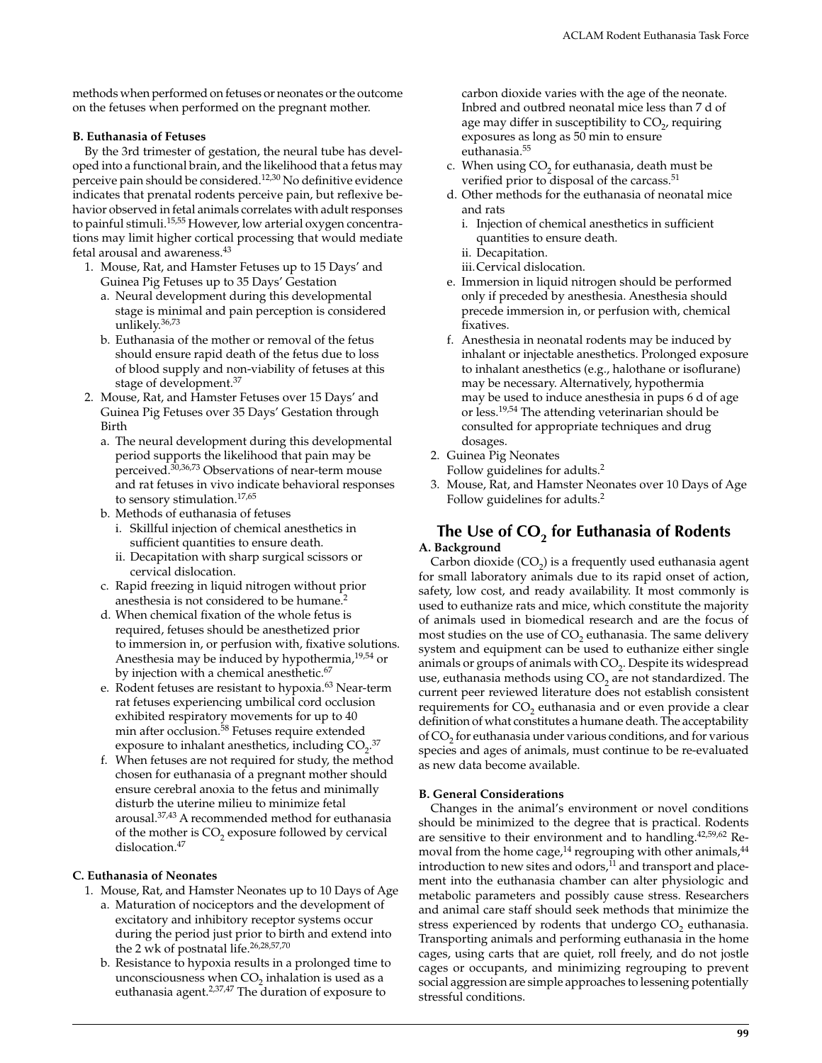methods when performed on fetuses or neonates or the outcome on the fetuses when performed on the pregnant mother.

**B. Euthanasia of Fetuses**

By the 3rd trimester of gestation, the neural tube has developed into a functional brain, and the likelihood that a fetus may perceive pain should be considered.[12,30] No definitive evidence indicates that prenatal rodents perceive pain, but reflexive behavior observed in fetal animals correlates with adult responses to painful stimuli.[15,55] However, low arterial oxygen concentrations may limit higher cortical processing that would mediate fetal arousal and awareness.[43]

1. Mouse, Rat, and Hamster Fetuses up to 15 Days' and Guinea Pig Fetuses up to 35 Days' Gestation
   a. Neural development during this developmental stage is minimal and pain perception is considered unlikely.[36,73]
   b. Euthanasia of the mother or removal of the fetus should ensure rapid death of the fetus due to loss of blood supply and non-viability of fetuses at this stage of development.[37]
2. Mouse, Rat, and Hamster Fetuses over 15 Days' and Guinea Pig Fetuses over 35 Days' Gestation through Birth
   a. The neural development during this developmental period supports the likelihood that pain may be perceived.[30,36,73] Observations of near-term mouse and rat fetuses in vivo indicate behavioral responses to sensory stimulation.[17,65]
   b. Methods of euthanasia of fetuses
      i. Skillful injection of chemical anesthetics in sufficient quantities to ensure death.
      ii. Decapitation with sharp surgical scissors or cervical dislocation.
   c. Rapid freezing in liquid nitrogen without prior anesthesia is not considered to be humane.[2]
   d. When chemical fixation of the whole fetus is required, fetuses should be anesthetized prior to immersion in, or perfusion with, fixative solutions. Anesthesia may be induced by hypothermia,[19,54] or by injection with a chemical anesthetic.[67]
   e. Rodent fetuses are resistant to hypoxia.[63] Near-term rat fetuses experiencing umbilical cord occlusion exhibited respiratory movements for up to 40 min after occlusion.[58] Fetuses require extended exposure to inhalant anesthetics, including $CO_2$.[37]
   f. When fetuses are not required for study, the method chosen for euthanasia of a pregnant mother should ensure cerebral anoxia to the fetus and minimally disturb the uterine milieu to minimize fetal arousal.[37,43] A recommended method for euthanasia of the mother is $CO_2$ exposure followed by cervical dislocation.[47]

**C. Euthanasia of Neonates**

1. Mouse, Rat, and Hamster Neonates up to 10 Days of Age
   a. Maturation of nociceptors and the development of excitatory and inhibitory receptor systems occur during the period just prior to birth and extend into the 2 wk of postnatal life.[26,28,57,70]
   b. Resistance to hypoxia results in a prolonged time to unconsciousness when $CO_2$ inhalation is used as a euthanasia agent.[2,37,47] The duration of exposure to carbon dioxide varies with the age of the neonate. Inbred and outbred neonatal mice less than 7 d of age may differ in susceptibility to $CO_2$, requiring exposures as long as 50 min to ensure euthanasia.[55]
   c. When using $CO_2$ for euthanasia, death must be verified prior to disposal of the carcass.[51]
   d. Other methods for the euthanasia of neonatal mice and rats
      i. Injection of chemical anesthetics in sufficient quantities to ensure death.
      ii. Decapitation.
      iii. Cervical dislocation.
   e. Immersion in liquid nitrogen should be performed only if preceded by anesthesia. Anesthesia should precede immersion in, or perfusion with, chemical fixatives.
   f. Anesthesia in neonatal rodents may be induced by inhalant or injectable anesthetics. Prolonged exposure to inhalant anesthetics (e.g., halothane or isoflurane) may be necessary. Alternatively, hypothermia may be used to induce anesthesia in pups 6 d of age or less.[19,54] The attending veterinarian should be consulted for appropriate techniques and drug dosages.
2. Guinea Pig Neonates
   Follow guidelines for adults.[2]
3. Mouse, Rat, and Hamster Neonates over 10 Days of Age
   Follow guidelines for adults.[2]

## The Use of $CO_2$ for Euthanasia of Rodents

**A. Background**

Carbon dioxide ($CO_2$) is a frequently used euthanasia agent for small laboratory animals due to its rapid onset of action, safety, low cost, and ready availability. It most commonly is used to euthanize rats and mice, which constitute the majority of animals used in biomedical research and are the focus of most studies on the use of $CO_2$ euthanasia. The same delivery system and equipment can be used to euthanize either single animals or groups of animals with $CO_2$. Despite its widespread use, euthanasia methods using $CO_2$ are not standardized. The current peer reviewed literature does not establish consistent requirements for $CO_2$ euthanasia and or even provide a clear definition of what constitutes a humane death. The acceptability of $CO_2$ for euthanasia under various conditions, and for various species and ages of animals, must continue to be re-evaluated as new data become available.

**B. General Considerations**

Changes in the animal's environment or novel conditions should be minimized to the degree that is practical. Rodents are sensitive to their environment and to handling.[42,59,62] Removal from the home cage,[14] regrouping with other animals,[44] introduction to new sites and odors,[11] and transport and placement into the euthanasia chamber can alter physiologic and metabolic parameters and possibly cause stress. Researchers and animal care staff should seek methods that minimize the stress experienced by rodents that undergo $CO_2$ euthanasia. Transporting animals and performing euthanasia in the home cages, using carts that are quiet, roll freely, and do not jostle cages or occupants, and minimizing regrouping to prevent social aggression are simple approaches to lessening potentially stressful conditions.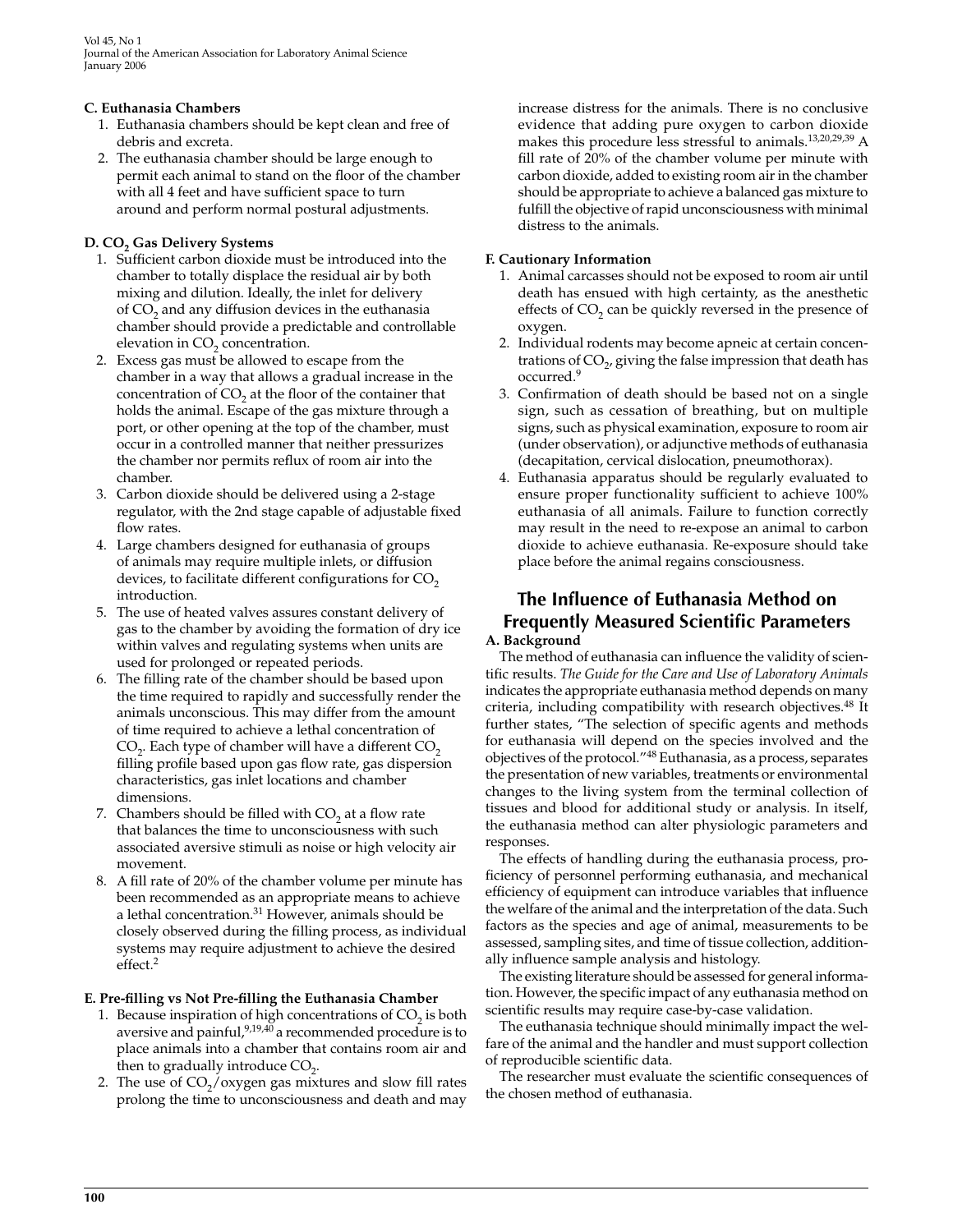### C. Euthanasia Chambers

1. Euthanasia chambers should be kept clean and free of debris and excreta.
2. The euthanasia chamber should be large enough to permit each animal to stand on the floor of the chamber with all 4 feet and have sufficient space to turn around and perform normal postural adjustments.

### D. $CO_2$ Gas Delivery Systems

1. Sufficient carbon dioxide must be introduced into the chamber to totally displace the residual air by both mixing and dilution. Ideally, the inlet for delivery of $CO_2$ and any diffusion devices in the euthanasia chamber should provide a predictable and controllable elevation in $CO_2$ concentration.
2. Excess gas must be allowed to escape from the chamber in a way that allows a gradual increase in the concentration of $CO_2$ at the floor of the container that holds the animal. Escape of the gas mixture through a port, or other opening at the top of the chamber, must occur in a controlled manner that neither pressurizes the chamber nor permits reflux of room air into the chamber.
3. Carbon dioxide should be delivered using a 2-stage regulator, with the 2nd stage capable of adjustable fixed flow rates.
4. Large chambers designed for euthanasia of groups of animals may require multiple inlets, or diffusion devices, to facilitate different configurations for $CO_2$ introduction.
5. The use of heated valves assures constant delivery of gas to the chamber by avoiding the formation of dry ice within valves and regulating systems when units are used for prolonged or repeated periods.
6. The filling rate of the chamber should be based upon the time required to rapidly and successfully render the animals unconscious. This may differ from the amount of time required to achieve a lethal concentration of $CO_2$. Each type of chamber will have a different $CO_2$ filling profile based upon gas flow rate, gas dispersion characteristics, gas inlet locations and chamber dimensions.
7. Chambers should be filled with $CO_2$ at a flow rate that balances the time to unconsciousness with such associated aversive stimuli as noise or high velocity air movement.
8. A fill rate of 20% of the chamber volume per minute has been recommended as an appropriate means to achieve a lethal concentration.[31] However, animals should be closely observed during the filling process, as individual systems may require adjustment to achieve the desired effect.[2]

### E. Pre-filling vs Not Pre-filling the Euthanasia Chamber

1. Because inspiration of high concentrations of $CO_2$ is both aversive and painful,[9,19,40] a recommended procedure is to place animals into a chamber that contains room air and then to gradually introduce $CO_2$.
2. The use of $CO_2$/oxygen gas mixtures and slow fill rates prolong the time to unconsciousness and death and may increase distress for the animals. There is no conclusive evidence that adding pure oxygen to carbon dioxide makes this procedure less stressful to animals.[13,20,29,39] A fill rate of 20% of the chamber volume per minute with carbon dioxide, added to existing room air in the chamber should be appropriate to achieve a balanced gas mixture to fulfill the objective of rapid unconsciousness with minimal distress to the animals.

### F. Cautionary Information

1. Animal carcasses should not be exposed to room air until death has ensued with high certainty, as the anesthetic effects of $CO_2$ can be quickly reversed in the presence of oxygen.
2. Individual rodents may become apneic at certain concentrations of $CO_2$, giving the false impression that death has occurred.[9]
3. Confirmation of death should be based not on a single sign, such as cessation of breathing, but on multiple signs, such as physical examination, exposure to room air (under observation), or adjunctive methods of euthanasia (decapitation, cervical dislocation, pneumothorax).
4. Euthanasia apparatus should be regularly evaluated to ensure proper functionality sufficient to achieve 100% euthanasia of all animals. Failure to function correctly may result in the need to re-expose an animal to carbon dioxide to achieve euthanasia. Re-exposure should take place before the animal regains consciousness.

## The Influence of Euthanasia Method on Frequently Measured Scientific Parameters

### A. Background

The method of euthanasia can influence the validity of scientific results. *The Guide for the Care and Use of Laboratory Animals* indicates the appropriate euthanasia method depends on many criteria, including compatibility with research objectives.[48] It further states, "The selection of specific agents and methods for euthanasia will depend on the species involved and the objectives of the protocol."[48] Euthanasia, as a process, separates the presentation of new variables, treatments or environmental changes to the living system from the terminal collection of tissues and blood for additional study or analysis. In itself, the euthanasia method can alter physiologic parameters and responses.

The effects of handling during the euthanasia process, proficiency of personnel performing euthanasia, and mechanical efficiency of equipment can introduce variables that influence the welfare of the animal and the interpretation of the data. Such factors as the species and age of animal, measurements to be assessed, sampling sites, and time of tissue collection, additionally influence sample analysis and histology.

The existing literature should be assessed for general information. However, the specific impact of any euthanasia method on scientific results may require case-by-case validation.

The euthanasia technique should minimally impact the welfare of the animal and the handler and must support collection of reproducible scientific data.

The researcher must evaluate the scientific consequences of the chosen method of euthanasia.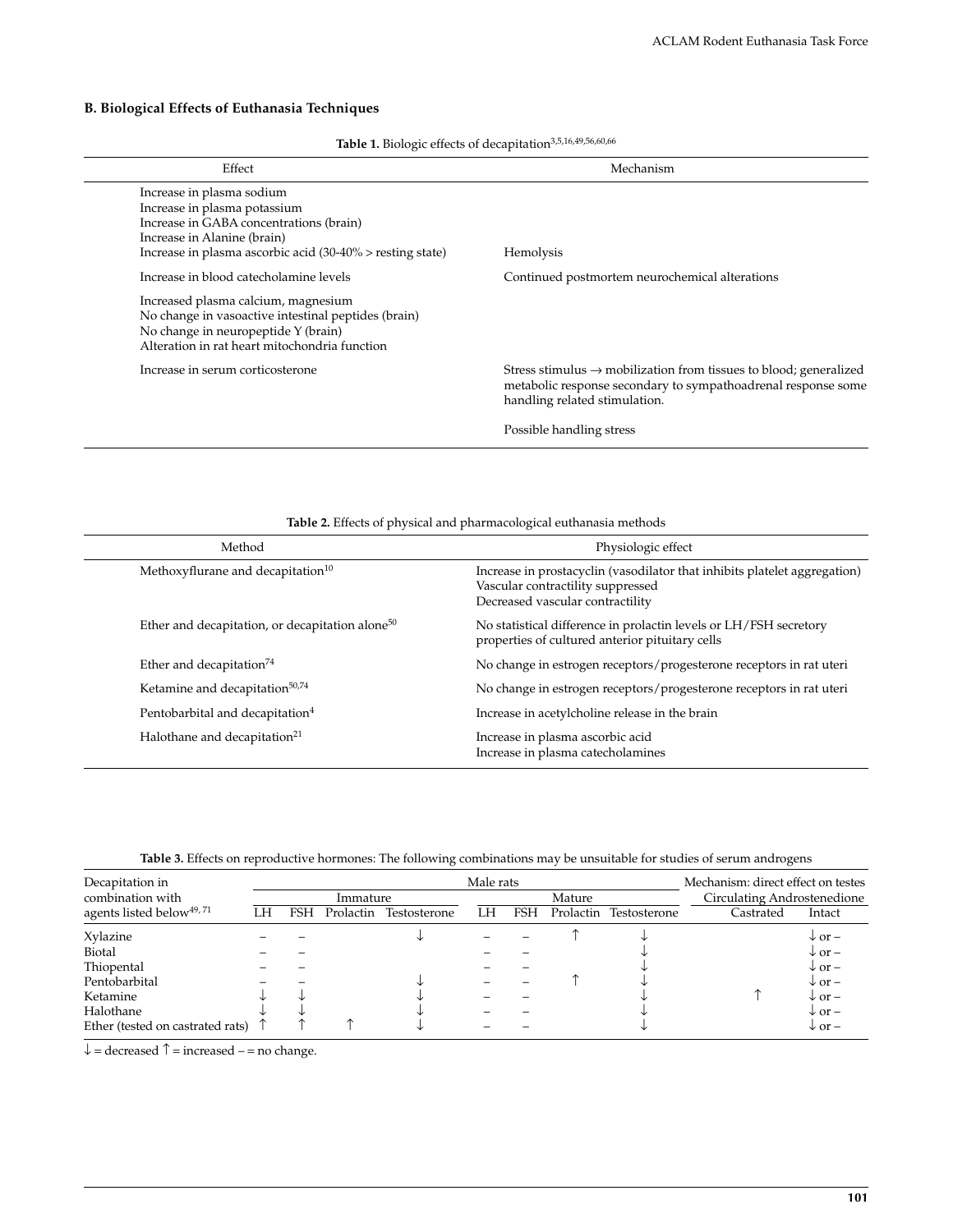## B. Biological Effects of Euthanasia Techniques

**Table 1.** Biologic effects of decapitation[3,5,16,49,56,60,66]

| Effect | Mechanism |
|---|---|
| Increase in plasma sodium<br>Increase in plasma potassium<br>Increase in GABA concentrations (brain)<br>Increase in Alanine (brain)<br>Increase in plasma ascorbic acid (30-40% > resting state) | Hemolysis |
| Increase in blood catecholamine levels | Continued postmortem neurochemical alterations |
| Increased plasma calcium, magnesium<br>No change in vasoactive intestinal peptides (brain)<br>No change in neuropeptide Y (brain)<br>Alteration in rat heart mitochondria function | |
| Increase in serum corticosterone | Stress stimulus → mobilization from tissues to blood; generalized metabolic response secondary to sympathoadrenal response some handling related stimulation.<br><br>Possible handling stress |

**Table 2.** Effects of physical and pharmacological euthanasia methods

| Method | Physiologic effect |
|---|---|
| Methoxyflurane and decapitation[10] | Increase in prostacyclin (vasodilator that inhibits platelet aggregation)<br>Vascular contractility suppressed<br>Decreased vascular contractility |
| Ether and decapitation, or decapitation alone[50] | No statistical difference in prolactin levels or LH/FSH secretory properties of cultured anterior pituitary cells |
| Ether and decapitation[74] | No change in estrogen receptors/progesterone receptors in rat uteri |
| Ketamine and decapitation[50,74] | No change in estrogen receptors/progesterone receptors in rat uteri |
| Pentobarbital and decapitation[4] | Increase in acetylcholine release in the brain |
| Halothane and decapitation[21] | Increase in plasma ascorbic acid<br>Increase in plasma catecholamines |

**Table 3.** Effects on reproductive hormones: The following combinations may be unsuitable for studies of serum androgens

| Decapitation in combination with agents listed below[49, 71] | Male rats | | | | | | | | Mechanism: direct effect on testes Circulating Androstenedione | |
|---|---|---|---|---|---|---|---|---|---|---|
| | Immature | | | | Mature | | | | | |
| | LH | FSH | Prolactin | Testosterone | LH | FSH | Prolactin | Testosterone | Castrated | Intact |
| Xylazine | – | – | | ↓ | – | – | ↑ | ↓ | | ↓ or – |
| Biotal | – | – | | | – | – | | ↓ | | ↓ or – |
| Thiopental | – | – | | | – | – | | ↓ | | ↓ or – |
| Pentobarbital | – | – | | ↓ | – | – | ↑ | ↓ | | ↓ or – |
| Ketamine | ↓ | ↓ | | ↓ | – | – | | ↓ | ↑ | ↓ or – |
| Halothane | ↓ | ↓ | | ↓ | – | – | | ↓ | | ↓ or – |
| Ether (tested on castrated rats) | ↑ | ↑ | ↑ | ↓ | – | – | | ↓ | | ↓ or – |

↓ = decreased ↑ = increased – = no change.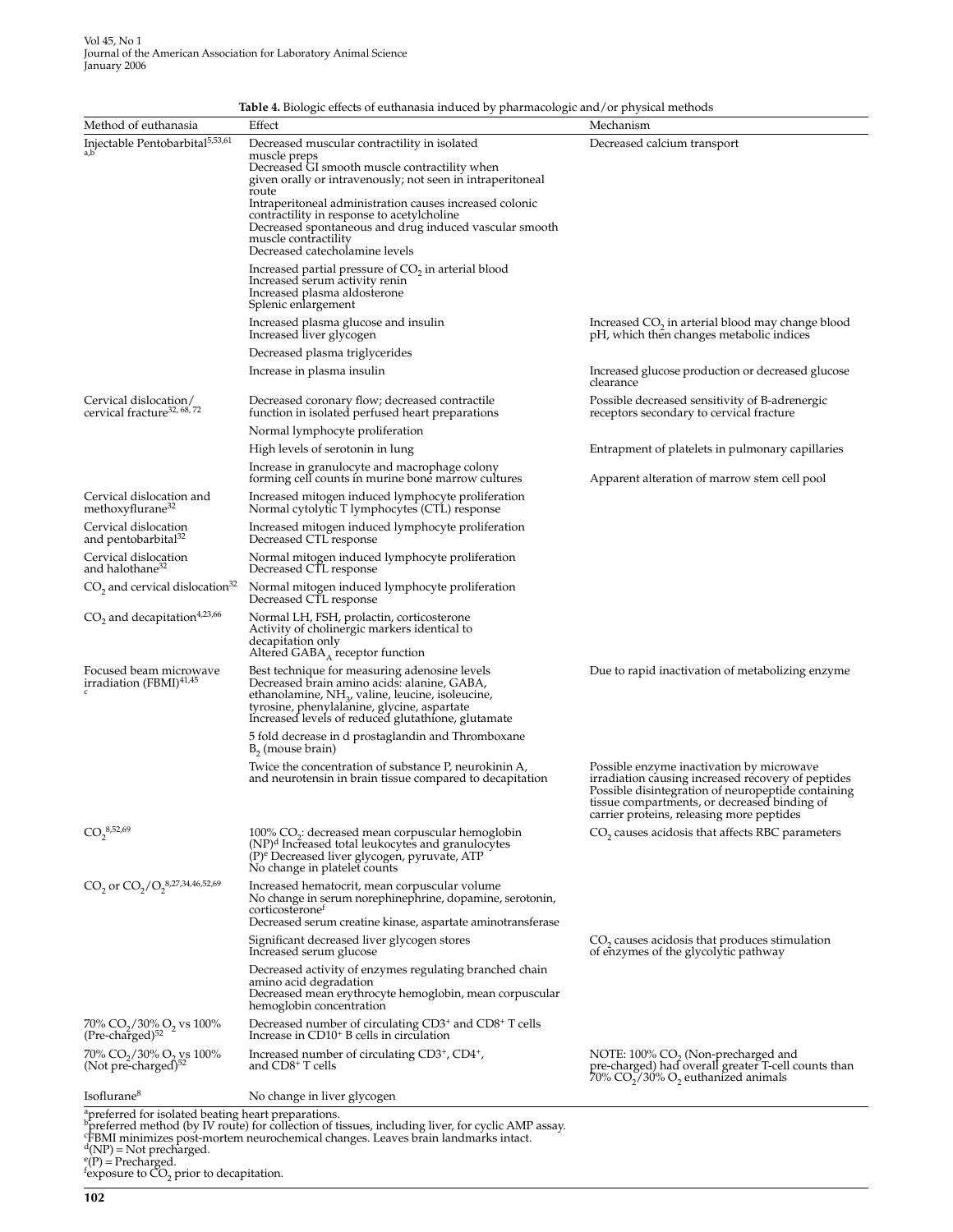**Table 4.** Biologic effects of euthanasia induced by pharmacologic and/or physical methods

| Method of euthanasia | Effect | Mechanism |
|---|---|---|
| Injectable Pentobarbital[5,53,61] [a,b] | Decreased muscular contractility in isolated muscle preps<br>Decreased GI smooth muscle contractility when given orally or intravenously; not seen in intraperitoneal route<br>Intraperitoneal administration causes increased colonic contractility in response to acetylcholine<br>Decreased spontaneous and drug induced vascular smooth muscle contractility<br>Decreased catecholamine levels | Decreased calcium transport |
| | Increased partial pressure of $CO_2$ in arterial blood<br>Increased serum activity renin<br>Increased plasma aldosterone<br>Splenic enlargement | |
| | Increased plasma glucose and insulin<br>Increased liver glycogen | Increased $CO_2$ in arterial blood may change blood pH, which then changes metabolic indices |
| | Decreased plasma triglycerides | |
| | Increase in plasma insulin | Increased glucose production or decreased glucose clearance |
| Cervical dislocation/ cervical fracture[32, 68, 72] | Decreased coronary flow; decreased contractile function in isolated perfused heart preparations | Possible decreased sensitivity of B-adrenergic receptors secondary to cervical fracture |
| | Normal lymphocyte proliferation | |
| | High levels of serotonin in lung | Entrapment of platelets in pulmonary capillaries |
| | Increase in granulocyte and macrophage colony forming cell counts in murine bone marrow cultures | Apparent alteration of marrow stem cell pool |
| Cervical dislocation and methoxyflurane[32] | Increased mitogen induced lymphocyte proliferation<br>Normal cytolytic T lymphocytes (CTL) response | |
| Cervical dislocation and pentobarbital[32] | Increased mitogen induced lymphocyte proliferation<br>Decreased CTL response | |
| Cervical dislocation and halothane[32] | Normal mitogen induced lymphocyte proliferation<br>Decreased CTL response | |
| $CO_2$ and cervical dislocation[32] | Normal mitogen induced lymphocyte proliferation<br>Decreased CTL response | |
| $CO_2$ and decapitation[4,23,66] | Normal LH, FSH, prolactin, corticosterone<br>Activity of cholinergic markers identical to decapitation only<br>Altered $GABA_A$ receptor function | |
| Focused beam microwave irradiation (FBMI)[41,45] [c] | Best technique for measuring adenosine levels<br>Decreased brain amino acids: alanine, GABA, ethanolamine, $NH_3$, valine, leucine, isoleucine, tyrosine, phenylalanine, glycine, aspartate<br>Increased levels of reduced glutathione, glutamate | Due to rapid inactivation of metabolizing enzyme |
| | 5 fold decrease in d prostaglandin and Thromboxane $B_2$ (mouse brain) | |
| | Twice the concentration of substance P, neurokinin A, and neurotensin in brain tissue compared to decapitation | Possible enzyme inactivation by microwave irradiation causing increased recovery of peptides<br>Possible disintegration of neuropeptide containing tissue compartments, or decreased binding of carrier proteins, releasing more peptides |
| $CO_2$[8,52,69] | 100% $CO_2$: decreased mean corpuscular hemoglobin (NP)[d] Increased total leukocytes and granulocytes (P)[e] Decreased liver glycogen, pyruvate, ATP<br>No change in platelet counts | $CO_2$ causes acidosis that affects RBC parameters |
| $CO_2$ or $CO_2/O_2$[8,27,34,46,52,69] | Increased hematocrit, mean corpuscular volume<br>No change in serum norephinephrine, dopamine, serotonin, corticosterone[f]<br>Decreased serum creatine kinase, aspartate aminotransferase | |
| | Significant decreased liver glycogen stores<br>Increased serum glucose | $CO_2$ causes acidosis that produces stimulation of enzymes of the glycolytic pathway |
| | Decreased activity of enzymes regulating branched chain amino acid degradation<br>Decreased mean erythrocyte hemoglobin, mean corpuscular hemoglobin concentration | |
| 70% $CO_2$/30% $O_2$ vs 100% (Pre-charged)[52] | Decreased number of circulating $CD3^+$ and $CD8^+$ T cells<br>Increase in $CD10^+$ B cells in circulation | |
| 70% $CO_2$/30% $O_2$ vs 100% (Not pre-charged)[52] | Increased number of circulating $CD3^+$, $CD4^+$, and $CD8^+$ T cells | NOTE: 100% $CO_2$ (Non-precharged and pre-charged) had overall greater T-cell counts than 70% $CO_2$/30% $O_2$ euthanized animals |
| Isoflurane[8] | No change in liver glycogen | |

[a]preferred for isolated beating heart preparations.
[b]preferred method (by IV route) for collection of tissues, including liver, for cyclic AMP assay.
[c]FBMI minimizes post-mortem neurochemical changes. Leaves brain landmarks intact.
[d](NP) = Not precharged.
[e](P) = Precharged.
[f]exposure to $CO_2$ prior to decapitation.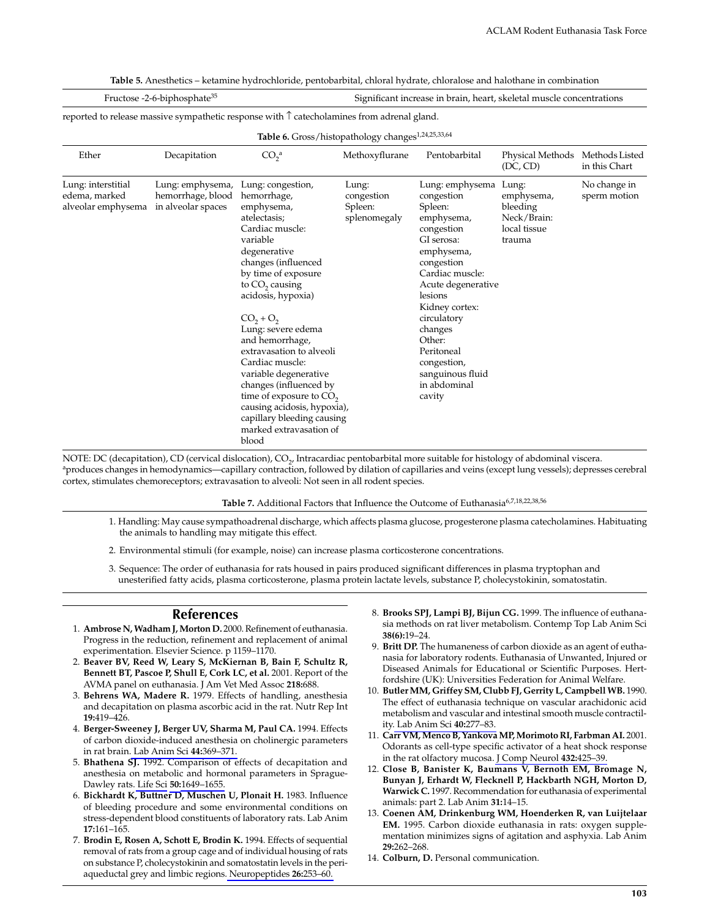**Table 5.** Anesthetics – ketamine hydrochloride, pentobarbital, chloral hydrate, chloralose and halothane in combination

| Fructose -2-6-biphosphate[35] | Significant increase in brain, heart, skeletal muscle concentrations |
|---|---|

reported to release massive sympathetic response with ↑ catecholamines from adrenal gland.

**Table 6.** Gross/histopathology changes[1,24,25,33,64]

| Ether | Decapitation | $CO_2$[a] | Methoxyflurane | Pentobarbital | Physical Methods (DC, CD) | Methods Listed in this Chart |
|---|---|---|---|---|---|---|
| Lung: interstitial edema, marked alveolar emphysema | Lung: emphysema, hemorrhage, blood in alveolar spaces | Lung: congestion, hemorrhage, emphysema, atelectasis; Cardiac muscle: variable degenerative changes (influenced by time of exposure to $CO_2$ causing acidosis, hypoxia) $CO_2 + O_2$ Lung: severe edema and hemorrhage, extravasation to alveoli Cardiac muscle: variable degenerative changes (influenced by time of exposure to $CO_2$ causing acidosis, hypoxia), capillary bleeding causing marked extravasation of blood | Lung: congestion Spleen: splenomegaly | Lung: emphysema congestion Spleen: emphysema, congestion GI serosa: emphysema, congestion Cardiac muscle: Acute degenerative lesions Kidney cortex: circulatory changes Other: Peritoneal congestion, sanguinous fluid in abdominal cavity | Lung: emphysema, bleeding Neck/Brain: local tissue trauma | No change in sperm motion |

NOTE: DC (decapitation), CD (cervical dislocation), $CO_2$, Intracardiac pentobarbital more suitable for histology of abdominal viscera.
[a]produces changes in hemodynamics—capillary contraction, followed by dilation of capillaries and veins (except lung vessels); depresses cerebral cortex, stimulates chemoreceptors; extravasation to alveoli: Not seen in all rodent species.

**Table 7.** Additional Factors that Influence the Outcome of Euthanasia[6,7,18,22,38,56]

1. Handling: May cause sympathoadrenal discharge, which affects plasma glucose, progesterone plasma catecholamines. Habituating the animals to handling may mitigate this effect.
2. Environmental stimuli (for example, noise) can increase plasma corticosterone concentrations.
3. Sequence: The order of euthanasia for rats housed in pairs produced significant differences in plasma tryptophan and unesterified fatty acids, plasma corticosterone, plasma protein lactate levels, substance P, cholecystokinin, somatostatin.

## References

1. **Ambrose N, Wadham J, Morton D.** 2000. Refinement of euthanasia. Progress in the reduction, refinement and replacement of animal experimentation. Elsevier Science. p 1159–1170.
2. **Beaver BV, Reed W, Leary S, McKiernan B, Bain F, Schultz R, Bennett BT, Pascoe P, Shull E, Cork LC, et al.** 2001. Report of the AVMA panel on euthanasia. J Am Vet Med Assoc **218:**688.
3. **Behrens WA, Madere R.** 1979. Effects of handling, anesthesia and decapitation on plasma ascorbic acid in the rat. Nutr Rep Int **19:**419–426.
4. **Berger-Sweeney J, Berger UV, Sharma M, Paul CA.** 1994. Effects of carbon dioxide-induced anesthesia on cholinergic parameters in rat brain. Lab Anim Sci **44:**369–371.
5. **Bhathena SJ.** 1992. Comparison of effects of decapitation and anesthesia on metabolic and hormonal parameters in Sprague-Dawley rats. Life Sci **50:**1649–1655.
6. **Bickhardt K, Buttner D, Muschen U, Plonait H.** 1983. Influence of bleeding procedure and some environmental conditions on stress-dependent blood constituents of laboratory rats. Lab Anim **17:**161–165.
7. **Brodin E, Rosen A, Schott E, Brodin K.** 1994. Effects of sequential removal of rats from a group cage and of individual housing of rats on substance P, cholecystokinin and somatostatin levels in the periaqueductal grey and limbic regions. Neuropeptides **26:**253–60.
8. **Brooks SPJ, Lampi BJ, Bijun CG.** 1999. The influence of euthanasia methods on rat liver metabolism. Contemp Top Lab Anim Sci **38(6):**19–24.
9. **Britt DP.** The humaneness of carbon dioxide as an agent of euthanasia for laboratory rodents. Euthanasia of Unwanted, Injured or Diseased Animals for Educational or Scientific Purposes. Hertfordshire (UK): Universities Federation for Animal Welfare.
10. **Butler MM, Griffey SM, Clubb FJ, Gerrity L, Campbell WB.** 1990. The effect of euthanasia technique on vascular arachidonic acid metabolism and vascular and intestinal smooth muscle contractility. Lab Anim Sci **40:**277–83.
11. **Carr VM, Menco B, Yankova MP, Morimoto RI, Farbman AI.** 2001. Odorants as cell-type specific activator of a heat shock response in the rat olfactory mucosa. J Comp Neurol **432:**425–39.
12. **Close B, Banister K, Baumans V, Bernoth EM, Bromage N, Bunyan J, Erhardt W, Flecknell P, Hackbarth NGH, Morton D, Warwick C.** 1997. Recommendation for euthanasia of experimental animals: part 2. Lab Anim **31:**14–15.
13. **Coenen AM, Drinkenburg WM, Hoenderken R, van Luijtelaar EM.** 1995. Carbon dioxide euthanasia in rats: oxygen supplementation minimizes signs of agitation and asphyxia. Lab Anim **29:**262–268.
14. **Colburn, D.** Personal communication.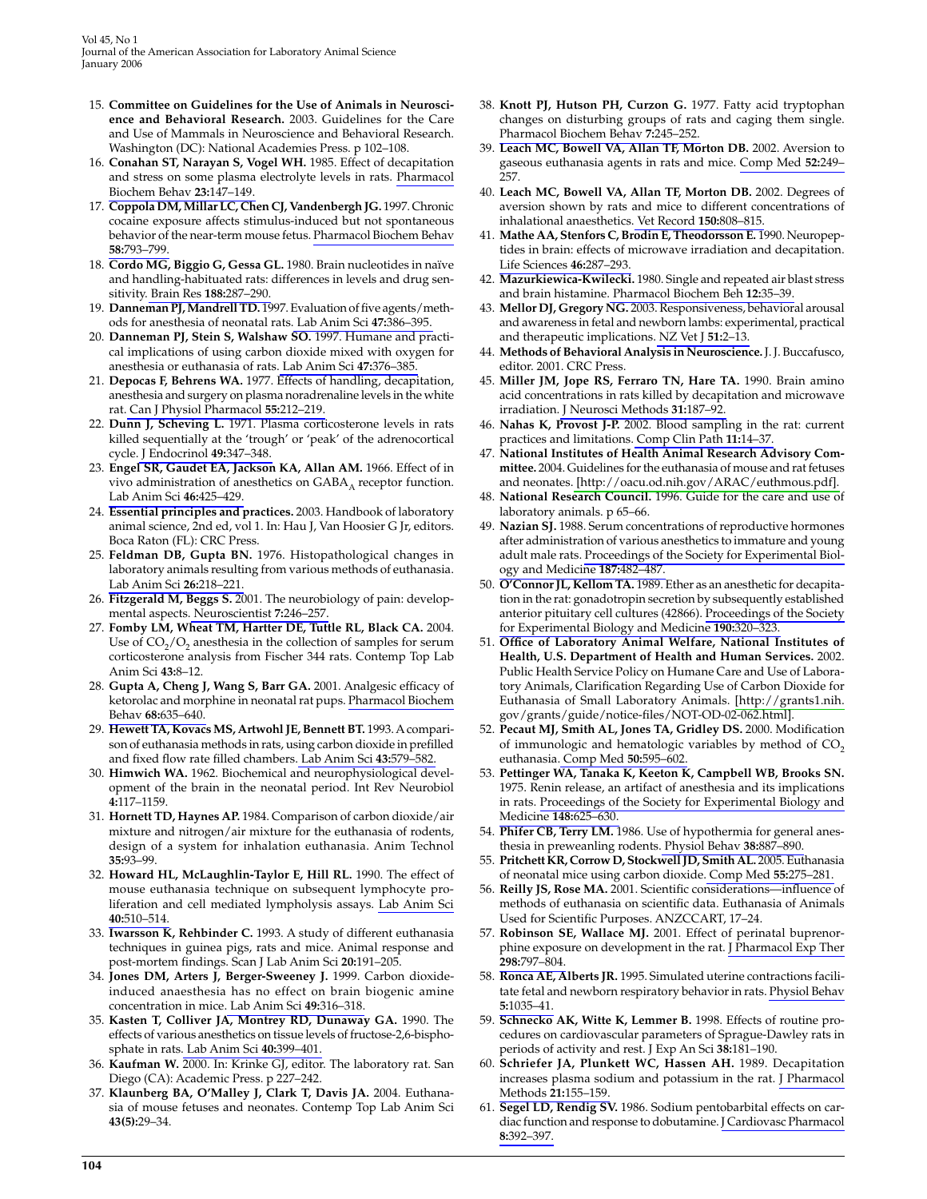15. **Committee on Guidelines for the Use of Animals in Neuroscience and Behavioral Research.** 2003. Guidelines for the Care and Use of Mammals in Neuroscience and Behavioral Research. Washington (DC): National Academies Press. p 102–108.
16. **Conahan ST, Narayan S, Vogel WH.** 1985. Effect of decapitation and stress on some plasma electrolyte levels in rats. Pharmacol Biochem Behav **23:**147–149.
17. **Coppola DM, Millar LC, Chen CJ, Vandenbergh JG.** 1997. Chronic cocaine exposure affects stimulus-induced but not spontaneous behavior of the near-term mouse fetus. Pharmacol Biochem Behav **58:**793–799.
18. **Cordo MG, Biggio G, Gessa GL.** 1980. Brain nucleotides in naïve and handling-habituated rats: differences in levels and drug sensitivity. Brain Res **188:**287–290.
19. **Danneman PJ, Mandrell TD.** 1997. Evaluation of five agents/methods for anesthesia of neonatal rats. Lab Anim Sci **47:**386–395.
20. **Danneman PJ, Stein S, Walshaw SO.** 1997. Humane and practical implications of using carbon dioxide mixed with oxygen for anesthesia or euthanasia of rats. Lab Anim Sci **47:**376–385.
21. **Depocas F, Behrens WA.** 1977. Effects of handling, decapitation, anesthesia and surgery on plasma noradrenaline levels in the white rat. Can J Physiol Pharmacol **55:**212–219.
22. **Dunn J, Scheving L.** 1971. Plasma corticosterone levels in rats killed sequentially at the 'trough' or 'peak' of the adrenocortical cycle. J Endocrinol **49:**347–348.
23. **Engel SR, Gaudet EA, Jackson KA, Allan AM.** 1966. Effect of in vivo administration of anesthetics on $GABA_A$ receptor function. Lab Anim Sci **46:**425–429.
24. **Essential principles and practices.** 2003. Handbook of laboratory animal science, 2nd ed, vol 1. In: Hau J, Van Hoosier G Jr, editors. Boca Raton (FL): CRC Press.
25. **Feldman DB, Gupta BN.** 1976. Histopathological changes in laboratory animals resulting from various methods of euthanasia. Lab Anim Sci **26:**218–221.
26. **Fitzgerald M, Beggs S.** 2001. The neurobiology of pain: developmental aspects. Neuroscientist **7:**246–257.
27. **Fomby LM, Wheat TM, Hartter DE, Tuttle RL, Black CA.** 2004. Use of $CO_2/O_2$ anesthesia in the collection of samples for serum corticosterone analysis from Fischer 344 rats. Contemp Top Lab Anim Sci **43:**8–12.
28. **Gupta A, Cheng J, Wang S, Barr GA.** 2001. Analgesic efficacy of ketorolac and morphine in neonatal rat pups. Pharmacol Biochem Behav **68:**635–640.
29. **Hewett TA, Kovacs MS, Artwohl JE, Bennett BT.** 1993. A comparison of euthanasia methods in rats, using carbon dioxide in prefilled and fixed flow rate filled chambers. Lab Anim Sci **43:**579–582.
30. **Himwich WA.** 1962. Biochemical and neurophysiological development of the brain in the neonatal period. Int Rev Neurobiol **4:**117–1159.
31. **Hornett TD, Haynes AP.** 1984. Comparison of carbon dioxide/air mixture and nitrogen/air mixture for the euthanasia of rodents, design of a system for inhalation euthanasia. Anim Technol **35:**93–99.
32. **Howard HL, McLaughlin-Taylor E, Hill RL.** 1990. The effect of mouse euthanasia technique on subsequent lymphocyte proliferation and cell mediated lympholysis assays. Lab Anim Sci **40:**510–514.
33. **Iwarsson K, Rehbinder C.** 1993. A study of different euthanasia techniques in guinea pigs, rats and mice. Animal response and post-mortem findings. Scan J Lab Anim Sci **20:**191–205.
34. **Jones DM, Arters J, Berger-Sweeney J.** 1999. Carbon dioxide-induced anaesthesia has no effect on brain biogenic amine concentration in mice. Lab Anim Sci **49:**316–318.
35. **Kasten T, Colliver JA, Montrey RD, Dunaway GA.** 1990. The effects of various anesthetics on tissue levels of fructose-2,6-bisphosphate in rats. Lab Anim Sci **40:**399–401.
36. **Kaufman W.** 2000. In: Krinke GJ, editor. The laboratory rat. San Diego (CA): Academic Press. p 227–242.
37. **Klaunberg BA, O'Malley J, Clark T, Davis JA.** 2004. Euthanasia of mouse fetuses and neonates. Contemp Top Lab Anim Sci **43(5):**29–34.
38. **Knott PJ, Hutson PH, Curzon G.** 1977. Fatty acid tryptophan changes on disturbing groups of rats and caging them single. Pharmacol Biochem Behav **7:**245–252.
39. **Leach MC, Bowell VA, Allan TF, Morton DB.** 2002. Aversion to gaseous euthanasia agents in rats and mice. Comp Med **52:**249–257.
40. **Leach MC, Bowell VA, Allan TF, Morton DB.** 2002. Degrees of aversion shown by rats and mice to different concentrations of inhalational anaesthetics. Vet Record **150:**808–815.
41. **Mathe AA, Stenfors C, Brodin E, Theodorsson E.** 1990. Neuropeptides in brain: effects of microwave irradiation and decapitation. Life Sciences **46:**287–293.
42. **Mazurkiewica-Kwilecki.** 1980. Single and repeated air blast stress and brain histamine. Pharmacol Biochem Beh **12:**35–39.
43. **Mellor DJ, Gregory NG.** 2003. Responsiveness, behavioral arousal and awareness in fetal and newborn lambs: experimental, practical and therapeutic implications. NZ Vet J **51:**2–13.
44. **Methods of Behavioral Analysis in Neuroscience.** J. J. Buccafusco, editor. 2001. CRC Press.
45. **Miller JM, Jope RS, Ferraro TN, Hare TA.** 1990. Brain amino acid concentrations in rats killed by decapitation and microwave irradiation. J Neurosci Methods **31:**187–92.
46. **Nahas K, Provost J-P.** 2002. Blood sampling in the rat: current practices and limitations. Comp Clin Path **11:**14–37.
47. **National Institutes of Health Animal Research Advisory Committee.** 2004. Guidelines for the euthanasia of mouse and rat fetuses and neonates. [http://oacu.od.nih.gov/ARAC/euthmous.pdf].
48. **National Research Council.** 1996. Guide for the care and use of laboratory animals. p 65–66.
49. **Nazian SJ.** 1988. Serum concentrations of reproductive hormones after administration of various anesthetics to immature and young adult male rats. Proceedings of the Society for Experimental Biology and Medicine **187:**482–487.
50. **O'Connor JL, Kellom TA.** 1989. Ether as an anesthetic for decapitation in the rat: gonadotropin secretion by subsequently established anterior pituitary cell cultures (42866). Proceedings of the Society for Experimental Biology and Medicine **190:**320–323.
51. **Office of Laboratory Animal Welfare, National Institutes of Health, U.S. Department of Health and Human Services.** 2002. Public Health Service Policy on Humane Care and Use of Laboratory Animals, Clarification Regarding Use of Carbon Dioxide for Euthanasia of Small Laboratory Animals. [http://grants1.nih.gov/grants/guide/notice-files/NOT-OD-02-062.html].
52. **Pecaut MJ, Smith AL, Jones TA, Gridley DS.** 2000. Modification of immunologic and hematologic variables by method of $CO_2$ euthanasia. Comp Med **50:**595–602.
53. **Pettinger WA, Tanaka K, Keeton K, Campbell WB, Brooks SN.** 1975. Renin release, an artifact of anesthesia and its implications in rats. Proceedings of the Society for Experimental Biology and Medicine **148:**625–630.
54. **Phifer CB, Terry LM.** 1986. Use of hypothermia for general anesthesia in preweanling rodents. Physiol Behav **38:**887–890.
55. **Pritchett KR, Corrow D, Stockwell JD, Smith AL.** 2005. Euthanasia of neonatal mice using carbon dioxide. Comp Med **55:**275–281.
56. **Reilly JS, Rose MA.** 2001. Scientific considerations—influence of methods of euthanasia on scientific data. Euthanasia of Animals Used for Scientific Purposes. ANZCCART, 17–24.
57. **Robinson SE, Wallace MJ.** 2001. Effect of perinatal buprenorphine exposure on development in the rat. J Pharmacol Exp Ther **298:**797–804.
58. **Ronca AE, Alberts JR.** 1995. Simulated uterine contractions facilitate fetal and newborn respiratory behavior in rats. Physiol Behav **5:**1035–41.
59. **Schnecko AK, Witte K, Lemmer B.** 1998. Effects of routine procedures on cardiovascular parameters of Sprague-Dawley rats in periods of activity and rest. J Exp An Sci **38:**181–190.
60. **Schriefer JA, Plunkett WC, Hassen AH.** 1989. Decapitation increases plasma sodium and potassium in the rat. J Pharmacol Methods **21:**155–159.
61. **Segel LD, Rendig SV.** 1986. Sodium pentobarbital effects on cardiac function and response to dobutamine. J Cardiovasc Pharmacol **8:**392–397.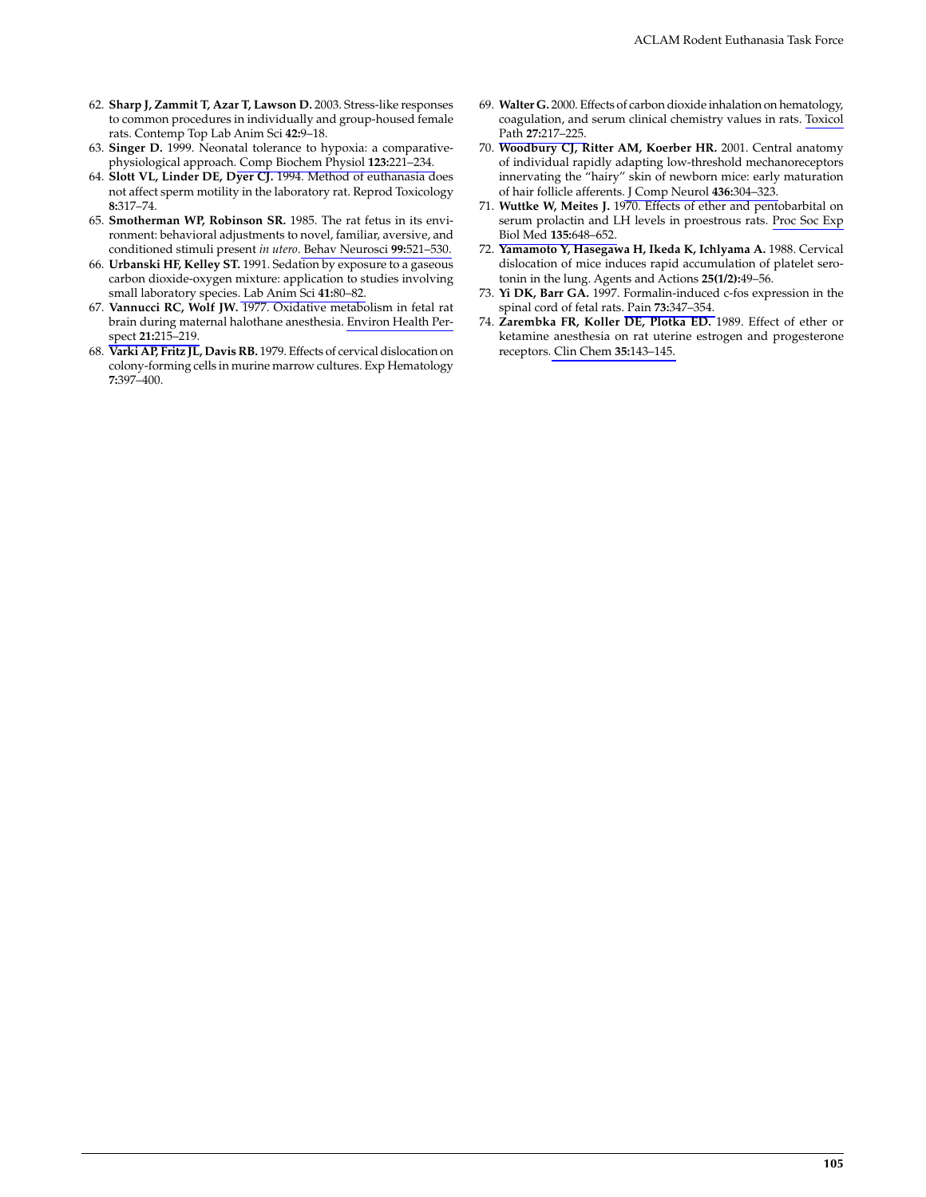62. **Sharp J, Zammit T, Azar T, Lawson D.** 2003. Stress-like responses to common procedures in individually and group-housed female rats. Contemp Top Lab Anim Sci **42:**9–18.
63. **Singer D.** 1999. Neonatal tolerance to hypoxia: a comparative-physiological approach. Comp Biochem Physiol **123:**221–234.
64. **Slott VL, Linder DE, Dyer CJ.** 1994. Method of euthanasia does not affect sperm motility in the laboratory rat. Reprod Toxicology **8:**317–74.
65. **Smotherman WP, Robinson SR.** 1985. The rat fetus in its environment: behavioral adjustments to novel, familiar, aversive, and conditioned stimuli present *in utero*. Behav Neurosci **99:**521–530.
66. **Urbanski HF, Kelley ST.** 1991. Sedation by exposure to a gaseous carbon dioxide-oxygen mixture: application to studies involving small laboratory species. Lab Anim Sci **41:**80–82.
67. **Vannucci RC, Wolf JW.** 1977. Oxidative metabolism in fetal rat brain during maternal halothane anesthesia. Environ Health Perspect **21:**215–219.
68. **Varki AP, Fritz JL, Davis RB.** 1979. Effects of cervical dislocation on colony-forming cells in murine marrow cultures. Exp Hematology **7:**397–400.
69. **Walter G.** 2000. Effects of carbon dioxide inhalation on hematology, coagulation, and serum clinical chemistry values in rats. Toxicol Path **27:**217–225.
70. **Woodbury CJ, Ritter AM, Koerber HR.** 2001. Central anatomy of individual rapidly adapting low-threshold mechanoreceptors innervating the "hairy" skin of newborn mice: early maturation of hair follicle afferents. J Comp Neurol **436:**304–323.
71. **Wuttke W, Meites J.** 1970. Effects of ether and pentobarbital on serum prolactin and LH levels in proestrous rats. Proc Soc Exp Biol Med **135:**648–652.
72. **Yamamoto Y, Hasegawa H, Ikeda K, Ichlyama A.** 1988. Cervical dislocation of mice induces rapid accumulation of platelet serotonin in the lung. Agents and Actions **25(1/2):**49–56.
73. **Yi DK, Barr GA.** 1997. Formalin-induced c-fos expression in the spinal cord of fetal rats. Pain **73:**347–354.
74. **Zarembka FR, Koller DE, Plotka ED.** 1989. Effect of ether or ketamine anesthesia on rat uterine estrogen and progesterone receptors. Clin Chem **35:**143–145.